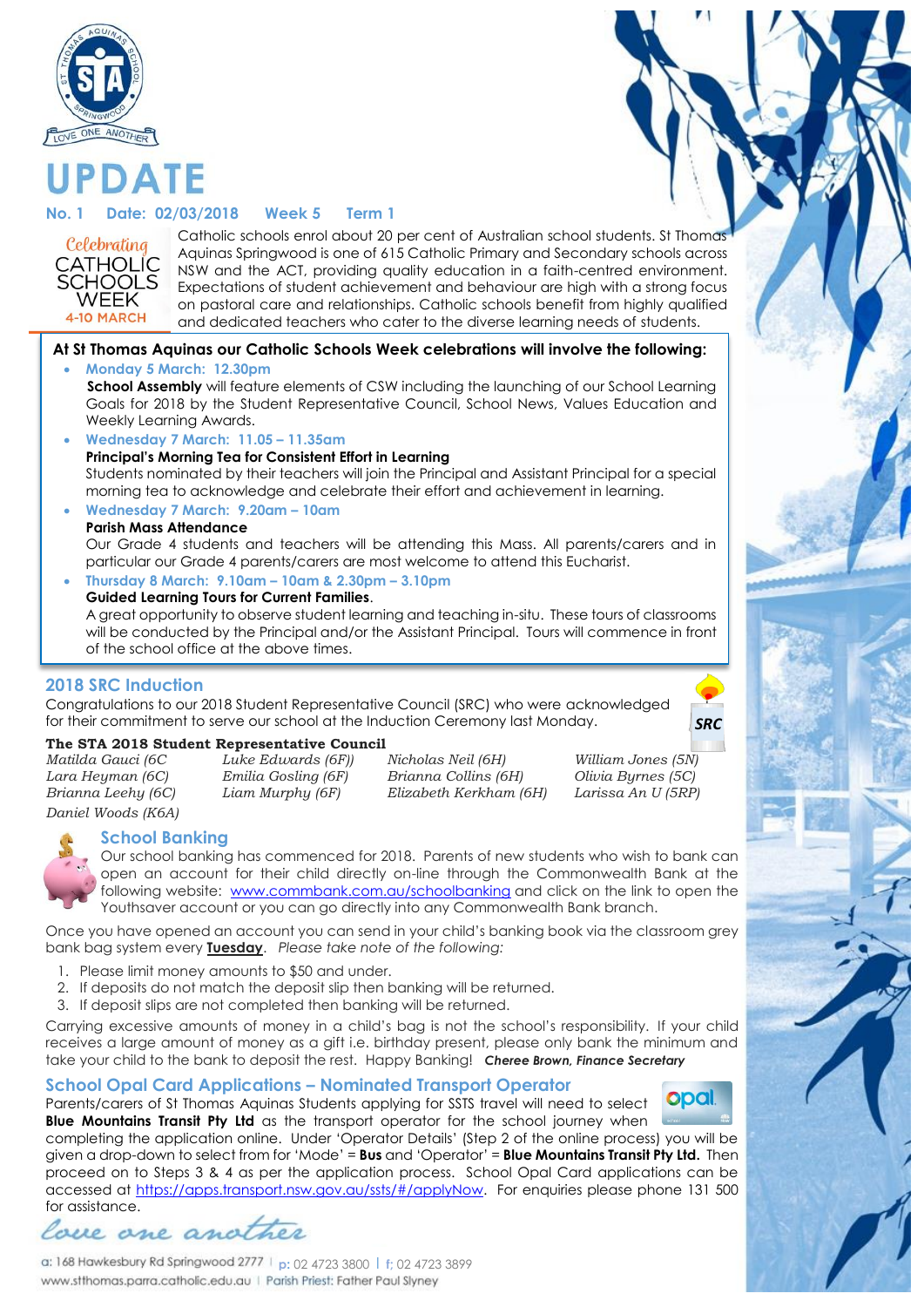# UPDATE

**No. 1 Date: 02/03/2018 Week 5 Term 1**

*Celebrating* CATHOLIC SCHOOLS WEEK 4-10 MARCH

Catholic schools enrol about 20 per cent of Australian school students. St Thomas Aquinas Springwood is one of 615 Catholic Primary and Secondary schools across NSW and the ACT, providing quality education in a faith-centred environment. Expectations of student achievement and behaviour are high with a strong focus on pastoral care and relationships. Catholic schools benefit from highly qualified and dedicated teachers who cater to the diverse learning needs of students.

**At St Thomas Aquinas our Catholic Schools Week celebrations will involve the following:**

- **Monday 5 March: 12.30pm**
  **School Assembly** will feature elements of CSW including the launching of our School Learning Goals for 2018 by the Student Representative Council, School News, Values Education and Weekly Learning Awards.
- **Wednesday 7 March: 11.05 – 11.35am**
  **Principal's Morning Tea for Consistent Effort in Learning**
  Students nominated by their teachers will join the Principal and Assistant Principal for a special morning tea to acknowledge and celebrate their effort and achievement in learning.
- **Wednesday 7 March: 9.20am – 10am**
  **Parish Mass Attendance**
  Our Grade 4 students and teachers will be attending this Mass. All parents/carers and in particular our Grade 4 parents/carers are most welcome to attend this Eucharist.
- **Thursday 8 March: 9.10am – 10am & 2.30pm – 3.10pm**
  **Guided Learning Tours for Current Families**.
  A great opportunity to observe student learning and teaching in-situ. These tours of classrooms will be conducted by the Principal and/or the Assistant Principal. Tours will commence in front of the school office at the above times.

## 2018 SRC Induction

Congratulations to our 2018 Student Representative Council (SRC) who were acknowledged for their commitment to serve our school at the Induction Ceremony last Monday.

**The STA 2018 Student Representative Council**

| | | | |
|---|---|---|---|
| *Matilda Gauci (6C* | *Luke Edwards (6F))* | *Nicholas Neil (6H)* | *William Jones (5N)* |
| *Lara Heyman (6C)* | *Emilia Gosling (6F)* | *Brianna Collins (6H)* | *Olivia Byrnes (5C)* |
| *Brianna Leehy (6C)* | *Liam Murphy (6F)* | *Elizabeth Kerkham (6H)* | *Larissa An U (5RP)* |
| *Daniel Woods (K6A)* | | | |

## School Banking

Our school banking has commenced for 2018. Parents of new students who wish to bank can open an account for their child directly on-line through the Commonwealth Bank at the following website: www.commbank.com.au/schoolbanking and click on the link to open the Youthsaver account or you can go directly into any Commonwealth Bank branch.

Once you have opened an account you can send in your child's banking book via the classroom grey bank bag system every **Tuesday**. *Please take note of the following:*

1. Please limit money amounts to $50 and under.
2. If deposits do not match the deposit slip then banking will be returned.
3. If deposit slips are not completed then banking will be returned.

Carrying excessive amounts of money in a child's bag is not the school's responsibility. If your child receives a large amount of money as a gift i.e. birthday present, please only bank the minimum and take your child to the bank to deposit the rest. Happy Banking! ***Cheree Brown, Finance Secretary***

## School Opal Card Applications – Nominated Transport Operator

Parents/carers of St Thomas Aquinas Students applying for SSTS travel will need to select **Blue Mountains Transit Pty Ltd** as the transport operator for the school journey when completing the application online. Under 'Operator Details' (Step 2 of the online process) you will be given a drop-down to select from for 'Mode' = **Bus** and 'Operator' = **Blue Mountains Transit Pty Ltd.** Then proceed on to Steps 3 & 4 as per the application process. School Opal Card applications can be accessed at https://apps.transport.nsw.gov.au/ssts/#/applyNow. For enquiries please phone 131 500 for assistance.

*Love one another*

a: 168 Hawkesbury Rd Springwood 2777 | p: 02 4723 3800 | f: 02 4723 3899
www.stthomas.parra.catholic.edu.au | Parish Priest: Father Paul Slyney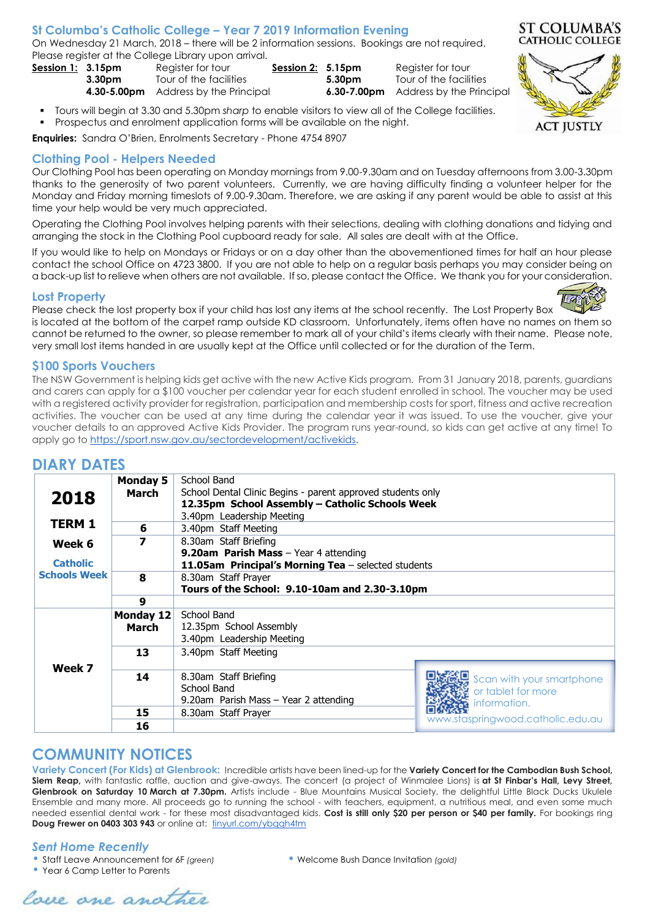## St Columba's Catholic College – Year 7 2019 Information Evening

On Wednesday 21 March, 2018 – there will be 2 information sessions. Bookings are not required. Please register at the College Library upon arrival.

| | | | | | |
|---|---|---|---|---|---|
| **Session 1:** | **3.15pm** | Register for tour | **Session 2:** | **5.15pm** | Register for tour |
| | **3.30pm** | Tour of the facilities | | **5.30pm** | Tour of the facilities |
| | **4.30-5.00pm** | Address by the Principal | | **6.30-7.00pm** | Address by the Principal |

- Tours will begin at 3.30 and 5.30pm *sharp* to enable visitors to view all of the College facilities.
- Prospectus and enrolment application forms will be available on the night.

**Enquiries:** Sandra O'Brien, Enrolments Secretary - Phone 4754 8907

ST COLUMBA'S CATHOLIC COLLEGE

ACT JUSTLY

## Clothing Pool - Helpers Needed

Our Clothing Pool has been operating on Monday mornings from 9.00-9.30am and on Tuesday afternoons from 3.00-3.30pm thanks to the generosity of two parent volunteers. Currently, we are having difficulty finding a volunteer helper for the Monday and Friday morning timeslots of 9.00-9.30am. Therefore, we are asking if any parent would be able to assist at this time your help would be very much appreciated.

Operating the Clothing Pool involves helping parents with their selections, dealing with clothing donations and tidying and arranging the stock in the Clothing Pool cupboard ready for sale. All sales are dealt with at the Office.

If you would like to help on Mondays or Fridays or on a day other than the abovementioned times for half an hour please contact the school Office on 4723 3800. If you are not able to help on a regular basis perhaps you may consider being on a back-up list to relieve when others are not available. If so, please contact the Office. We thank you for your consideration.

## Lost Property

Please check the lost property box if your child has lost any items at the school recently. The Lost Property Box is located at the bottom of the carpet ramp outside KD classroom. Unfortunately, items often have no names on them so cannot be returned to the owner, so please remember to mark all of your child's items clearly with their name. Please note, very small lost items handed in are usually kept at the Office until collected or for the duration of the Term.

## $100 Sports Vouchers

The NSW Government is helping kids get active with the new Active Kids program. From 31 January 2018, parents, guardians and carers can apply for a $100 voucher per calendar year for each student enrolled in school. The voucher may be used with a registered activity provider for registration, participation and membership costs for sport, fitness and active recreation activities. The voucher can be used at any time during the calendar year it was issued. To use the voucher, give your voucher details to an approved Active Kids Provider. The program runs year-round, so kids can get active at any time! To apply go to https://sport.nsw.gov.au/sectordevelopment/activekids.

## DIARY DATES

| | | |
|---|---|---|
| **2018** **TERM 1** **Week 6** **Catholic Schools Week** | **Monday 5 March** | School Band<br>School Dental Clinic Begins - parent approved students only<br>**12.35pm School Assembly – Catholic Schools Week**<br>3.40pm Leadership Meeting |
| | **6** | 3.40pm Staff Meeting |
| | **7** | 8.30am Staff Briefing<br>**9.20am Parish Mass** – Year 4 attending<br>**11.05am Principal's Morning Tea** – selected students |
| | **8** | 8.30am Staff Prayer<br>**Tours of the School: 9.10-10am and 2.30-3.10pm** |
| | **9** | |
| **Week 7** | **Monday 12 March** | School Band<br>12.35pm School Assembly<br>3.40pm Leadership Meeting |
| | **13** | 3.40pm Staff Meeting |
| | **14** | 8.30am Staff Briefing<br>School Band<br>9.20am Parish Mass – Year 2 attending |
| | **15** | 8.30am Staff Prayer |
| | **16** | |

Scan with your smartphone or tablet for more information.
www.stasspringwood.catholic.edu.au

## COMMUNITY NOTICES

**Variety Concert (For Kids) at Glenbrook:** Incredible artists have been lined-up for the **Variety Concert for the Cambodian Bush School, Siem Reap,** with fantastic raffle, auction and give-aways. The concert (a project of Winmalee Lions) is **at St Finbar's Hall, Levy Street, Glenbrook on Saturday 10 March at 7.30pm.** Artists include - Blue Mountains Musical Society, the delightful Little Black Ducks Ukulele Ensemble and many more. All proceeds go to running the school - with teachers, equipment, a nutritious meal, and even some much needed essential dental work - for these most disadvantaged kids. **Cost is still only $20 per person or $40 per family.** For bookings ring **Doug Frewer on 0403 303 943** or online at: tinyurl.com/ybqgh4tm

### *Sent Home Recently*

- Staff Leave Announcement for 6F *(green)*
- Year 6 Camp Letter to Parents
- Welcome Bush Dance Invitation *(gold)*

*love one another*